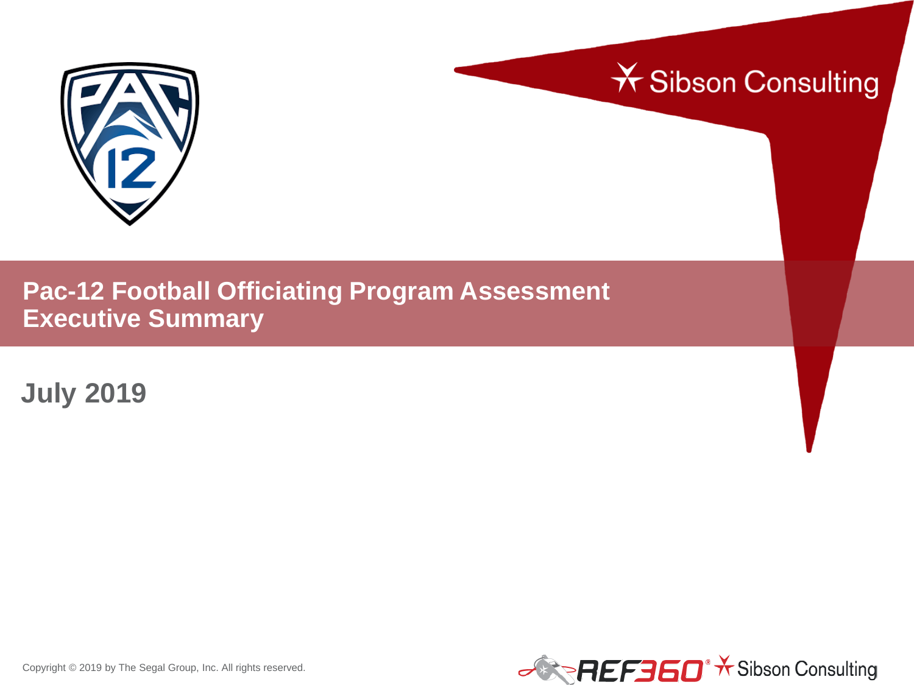# Pac-12 Football Officiating Program Assessment Executive Summary

July 2019

Copyright © 2019 by The Segal Group, Inc. All rights reserved.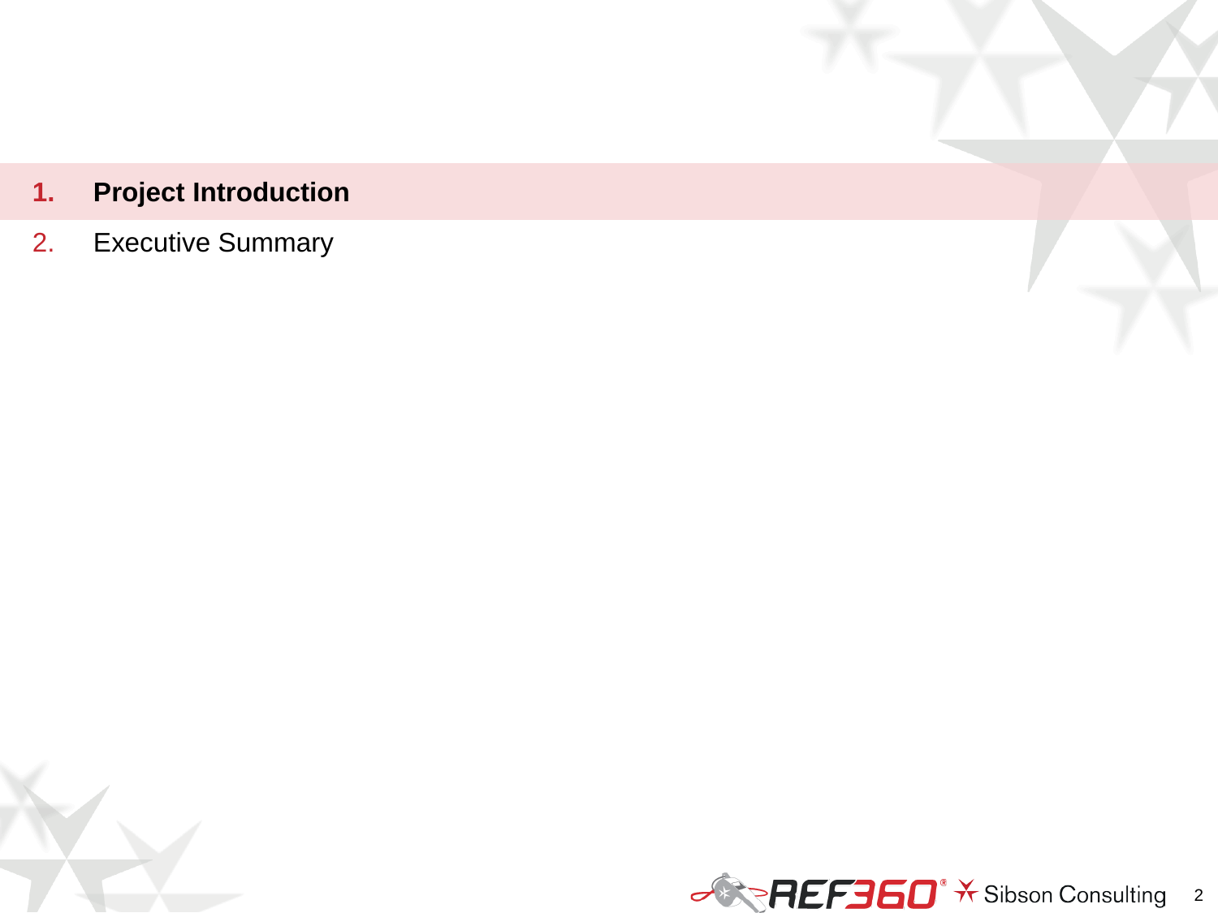1. **Project Introduction**
2. Executive Summary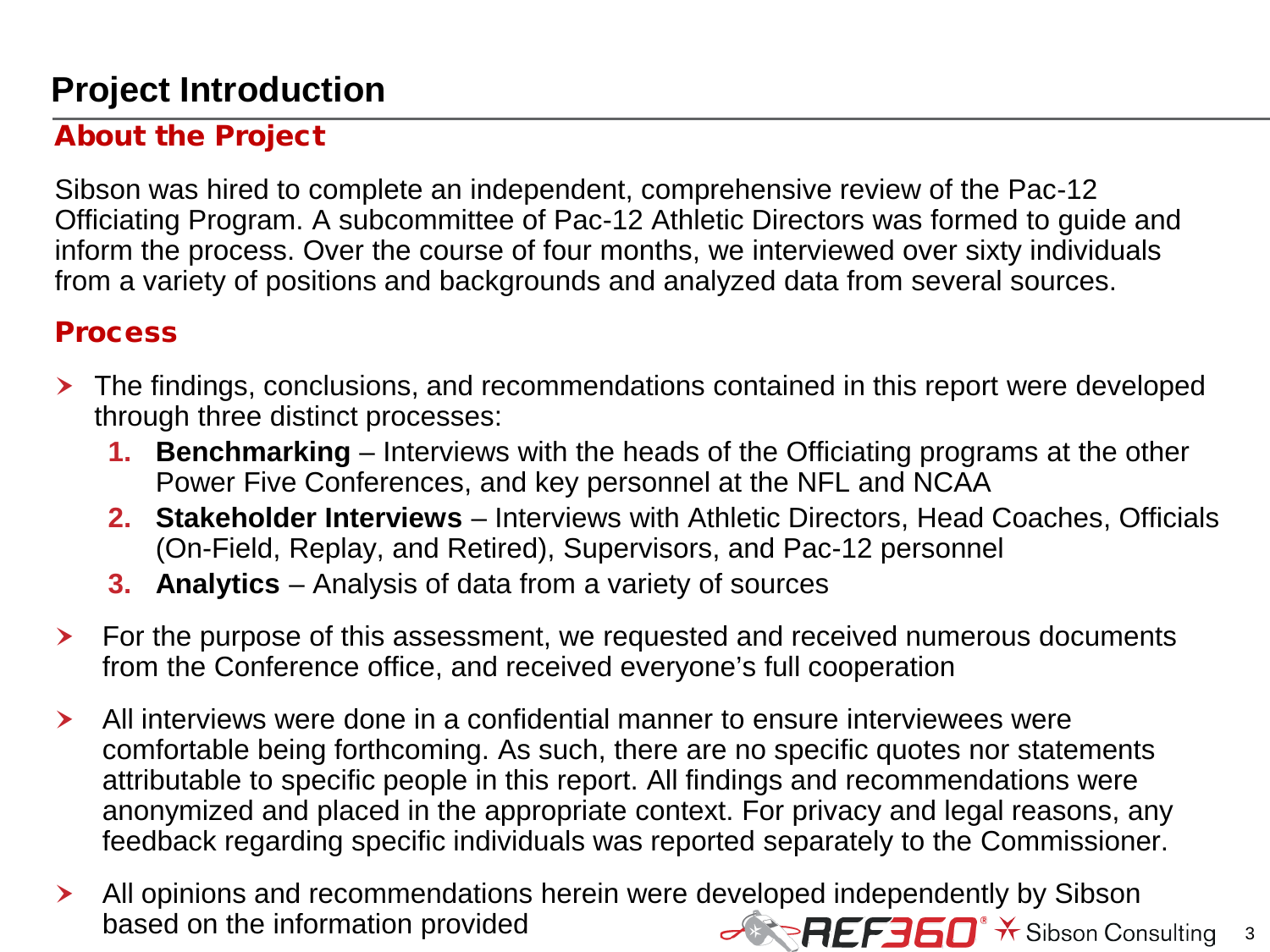# Project Introduction

## About the Project

Sibson was hired to complete an independent, comprehensive review of the Pac-12 Officiating Program. A subcommittee of Pac-12 Athletic Directors was formed to guide and inform the process. Over the course of four months, we interviewed over sixty individuals from a variety of positions and backgrounds and analyzed data from several sources.

## Process

- The findings, conclusions, and recommendations contained in this report were developed through three distinct processes:
  1. **Benchmarking** – Interviews with the heads of the Officiating programs at the other Power Five Conferences, and key personnel at the NFL and NCAA
  2. **Stakeholder Interviews** – Interviews with Athletic Directors, Head Coaches, Officials (On-Field, Replay, and Retired), Supervisors, and Pac-12 personnel
  3. **Analytics** – Analysis of data from a variety of sources
- For the purpose of this assessment, we requested and received numerous documents from the Conference office, and received everyone's full cooperation
- All interviews were done in a confidential manner to ensure interviewees were comfortable being forthcoming. As such, there are no specific quotes nor statements attributable to specific people in this report. All findings and recommendations were anonymized and placed in the appropriate context. For privacy and legal reasons, any feedback regarding specific individuals was reported separately to the Commissioner.
- All opinions and recommendations herein were developed independently by Sibson based on the information provided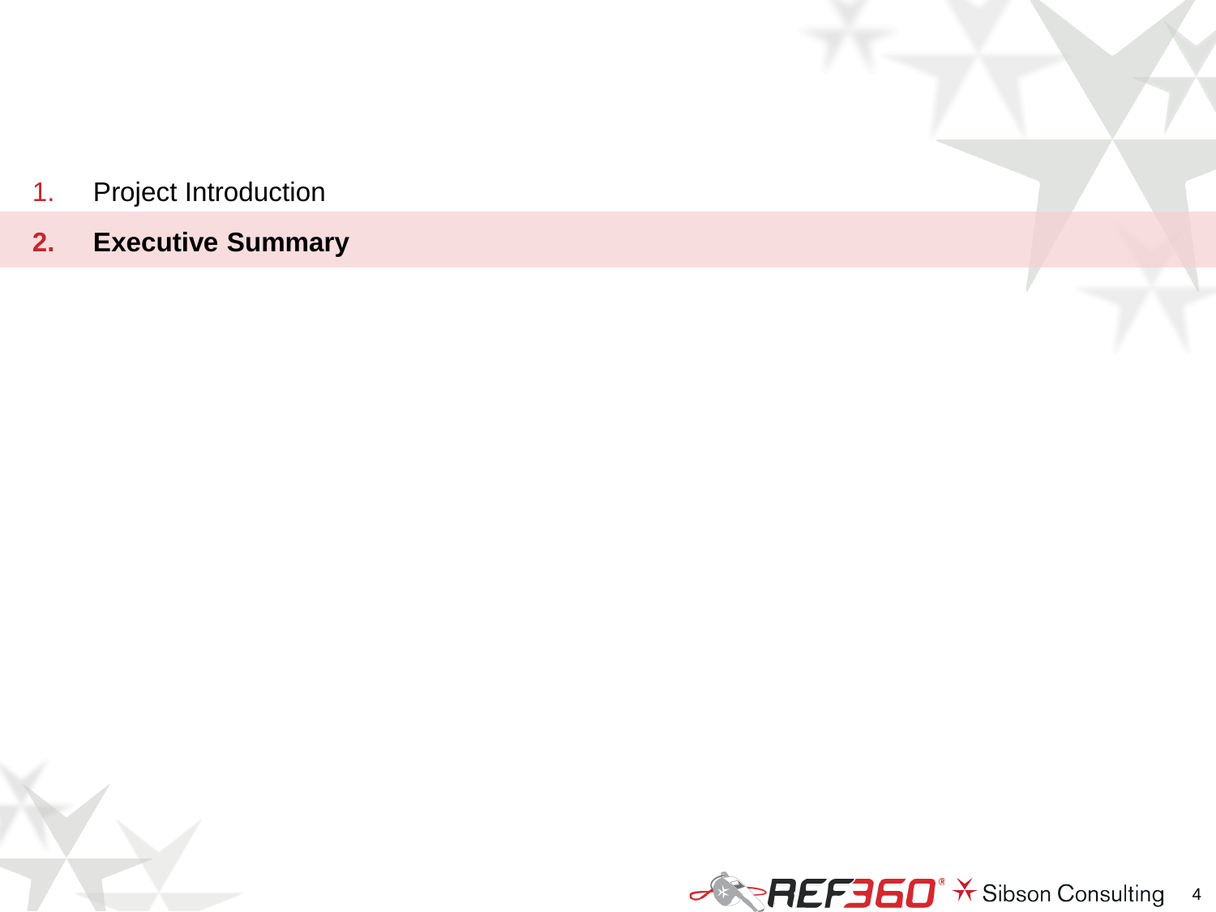1. Project Introduction
2. **Executive Summary**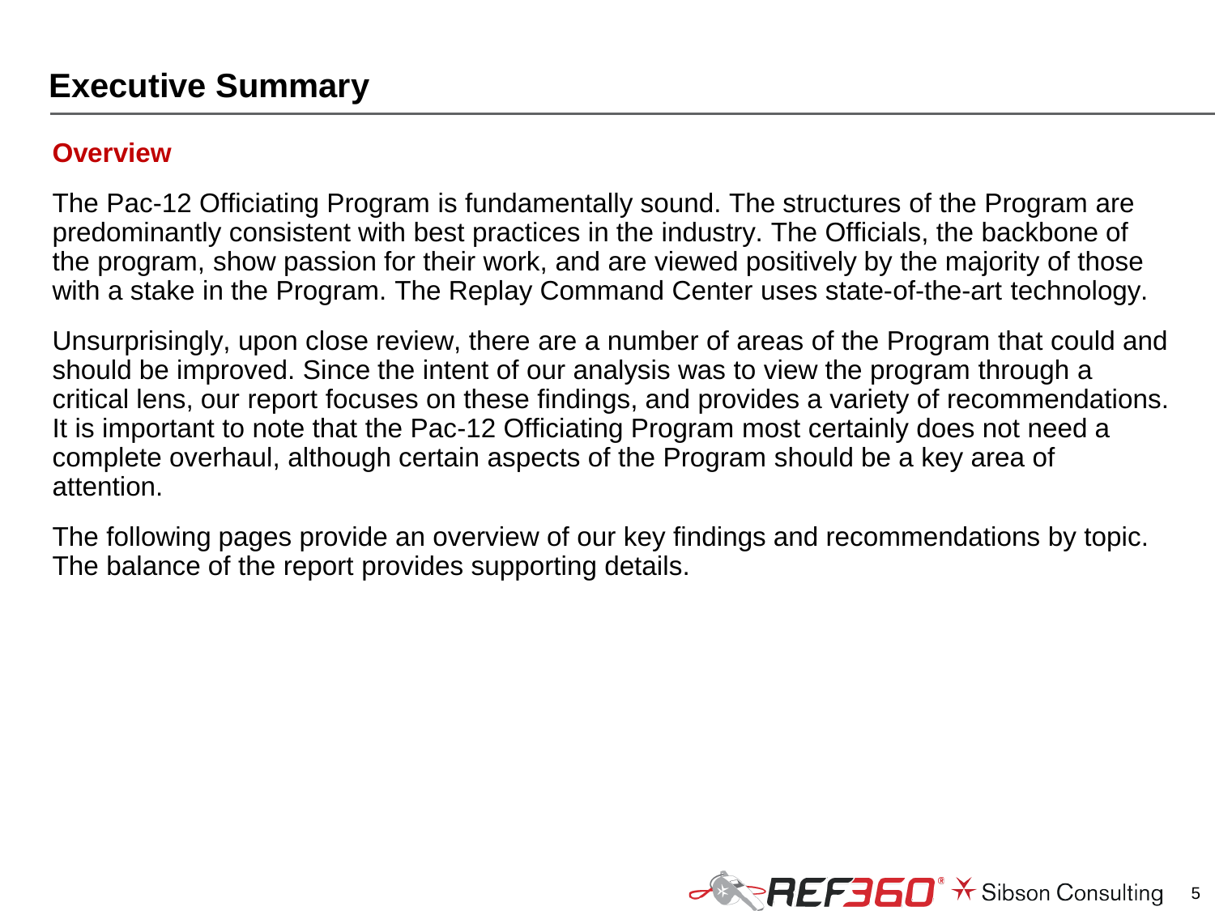# Executive Summary

## Overview

The Pac-12 Officiating Program is fundamentally sound. The structures of the Program are predominantly consistent with best practices in the industry. The Officials, the backbone of the program, show passion for their work, and are viewed positively by the majority of those with a stake in the Program. The Replay Command Center uses state-of-the-art technology.

Unsurprisingly, upon close review, there are a number of areas of the Program that could and should be improved. Since the intent of our analysis was to view the program through a critical lens, our report focuses on these findings, and provides a variety of recommendations. It is important to note that the Pac-12 Officiating Program most certainly does not need a complete overhaul, although certain aspects of the Program should be a key area of attention.

The following pages provide an overview of our key findings and recommendations by topic. The balance of the report provides supporting details.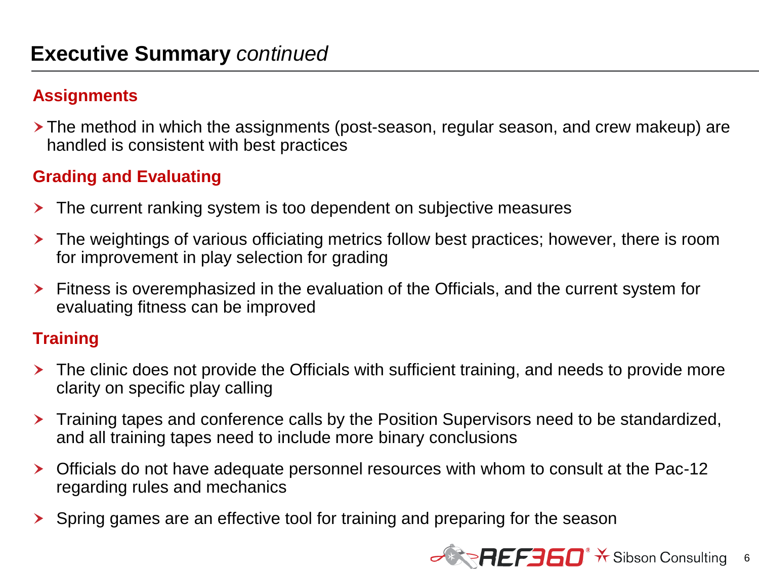# Executive Summary *continued*

## Assignments

- The method in which the assignments (post-season, regular season, and crew makeup) are handled is consistent with best practices

## Grading and Evaluating

- The current ranking system is too dependent on subjective measures
- The weightings of various officiating metrics follow best practices; however, there is room for improvement in play selection for grading
- Fitness is overemphasized in the evaluation of the Officials, and the current system for evaluating fitness can be improved

## Training

- The clinic does not provide the Officials with sufficient training, and needs to provide more clarity on specific play calling
- Training tapes and conference calls by the Position Supervisors need to be standardized, and all training tapes need to include more binary conclusions
- Officials do not have adequate personnel resources with whom to consult at the Pac-12 regarding rules and mechanics
- Spring games are an effective tool for training and preparing for the season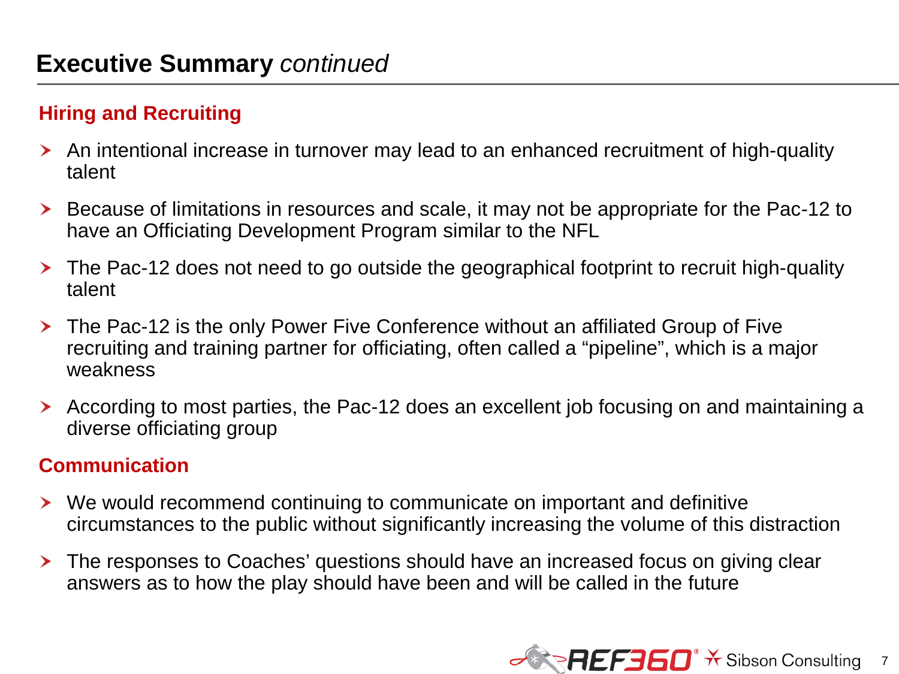# Executive Summary *continued*

## Hiring and Recruiting

- An intentional increase in turnover may lead to an enhanced recruitment of high-quality talent
- Because of limitations in resources and scale, it may not be appropriate for the Pac-12 to have an Officiating Development Program similar to the NFL
- The Pac-12 does not need to go outside the geographical footprint to recruit high-quality talent
- The Pac-12 is the only Power Five Conference without an affiliated Group of Five recruiting and training partner for officiating, often called a “pipeline”, which is a major weakness
- According to most parties, the Pac-12 does an excellent job focusing on and maintaining a diverse officiating group

## Communication

- We would recommend continuing to communicate on important and definitive circumstances to the public without significantly increasing the volume of this distraction
- The responses to Coaches’ questions should have an increased focus on giving clear answers as to how the play should have been and will be called in the future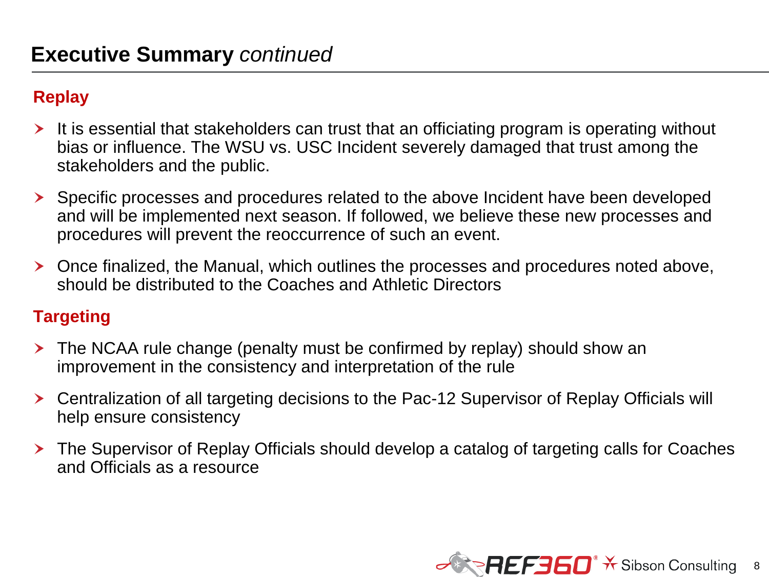# **Executive Summary** *continued*

## Replay

- It is essential that stakeholders can trust that an officiating program is operating without bias or influence. The WSU vs. USC Incident severely damaged that trust among the stakeholders and the public.
- Specific processes and procedures related to the above Incident have been developed and will be implemented next season. If followed, we believe these new processes and procedures will prevent the reoccurrence of such an event.
- Once finalized, the Manual, which outlines the processes and procedures noted above, should be distributed to the Coaches and Athletic Directors

## Targeting

- The NCAA rule change (penalty must be confirmed by replay) should show an improvement in the consistency and interpretation of the rule
- Centralization of all targeting decisions to the Pac-12 Supervisor of Replay Officials will help ensure consistency
- The Supervisor of Replay Officials should develop a catalog of targeting calls for Coaches and Officials as a resource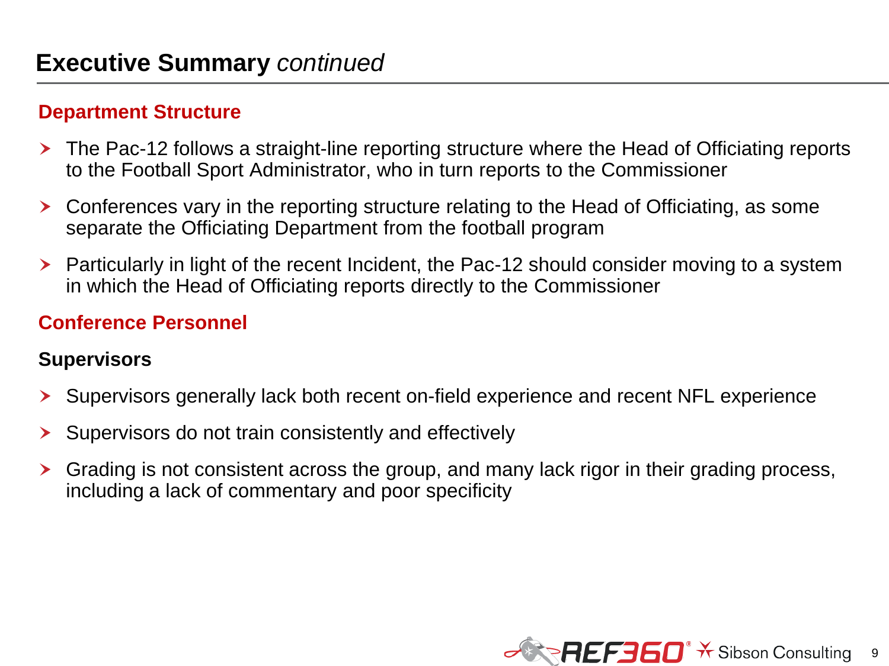# Executive Summary *continued*

## Department Structure

- The Pac-12 follows a straight-line reporting structure where the Head of Officiating reports to the Football Sport Administrator, who in turn reports to the Commissioner
- Conferences vary in the reporting structure relating to the Head of Officiating, as some separate the Officiating Department from the football program
- Particularly in light of the recent Incident, the Pac-12 should consider moving to a system in which the Head of Officiating reports directly to the Commissioner

## Conference Personnel

### Supervisors

- Supervisors generally lack both recent on-field experience and recent NFL experience
- Supervisors do not train consistently and effectively
- Grading is not consistent across the group, and many lack rigor in their grading process, including a lack of commentary and poor specificity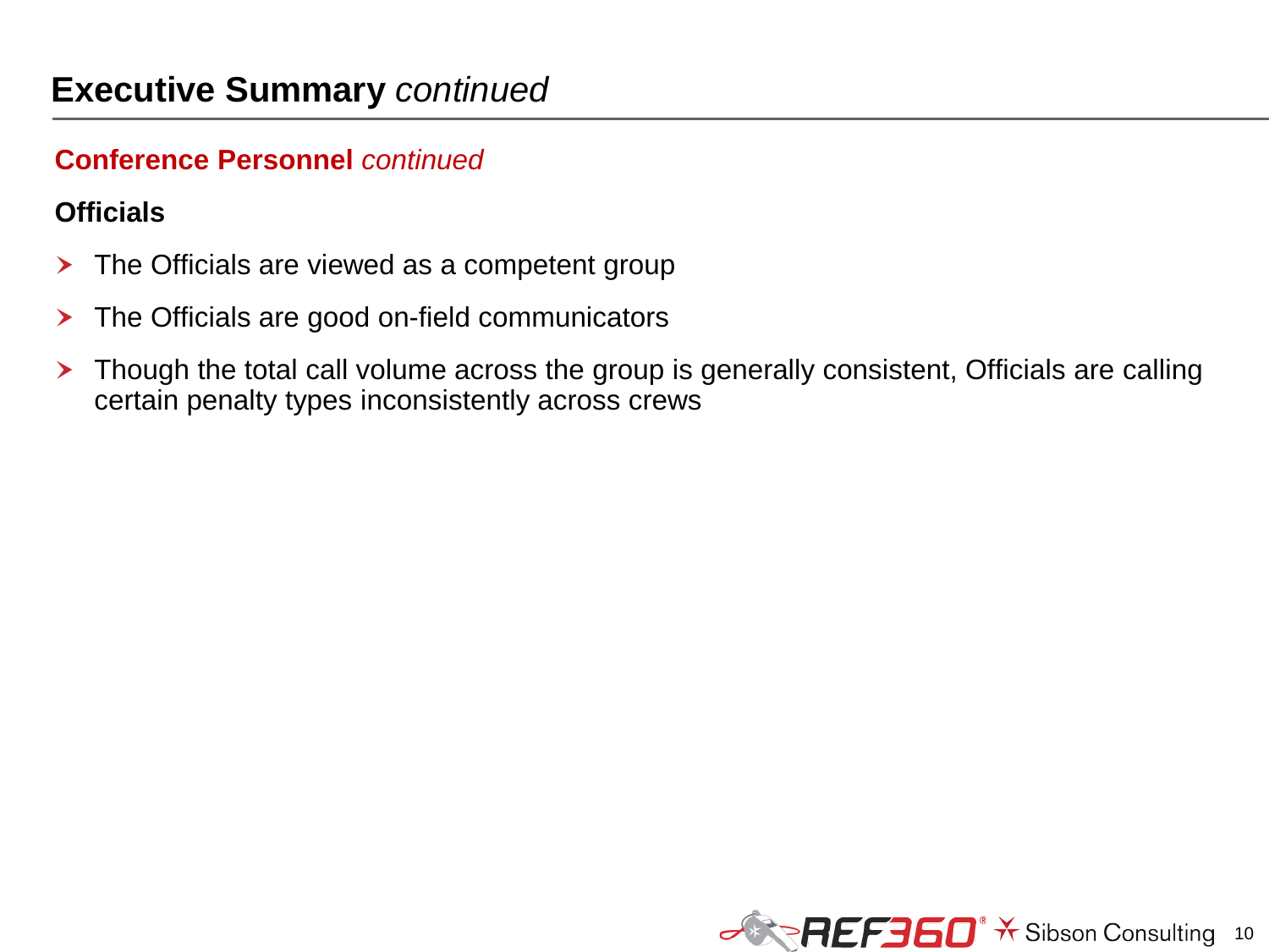# Executive Summary *continued*

## Conference Personnel *continued*

### Officials

- The Officials are viewed as a competent group
- The Officials are good on-field communicators
- Though the total call volume across the group is generally consistent, Officials are calling certain penalty types inconsistently across crews